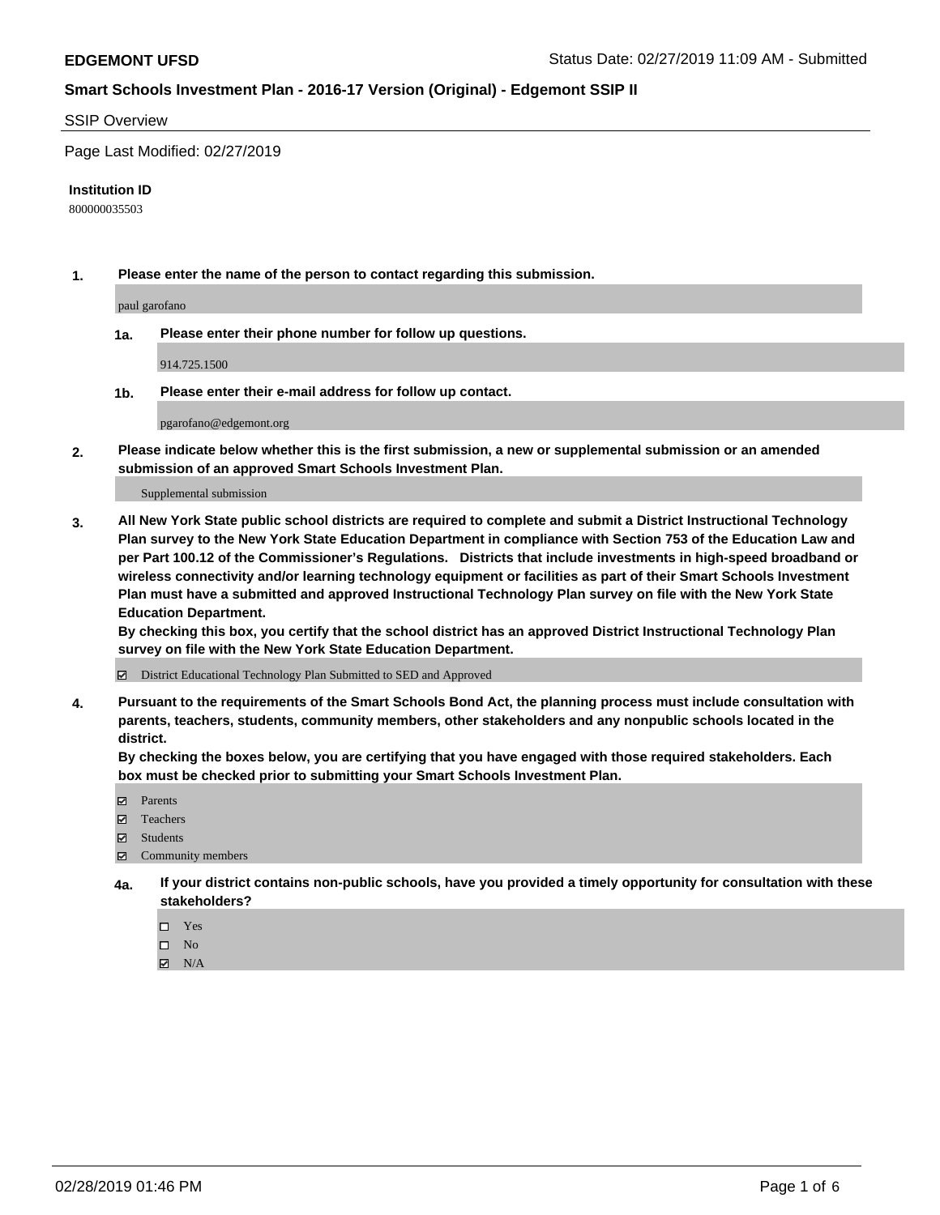**EDGEMONT UFSD** Status Date: 02/27/2019 11:09 AM - Submitted

**Smart Schools Investment Plan - 2016-17 Version (Original) - Edgemont SSIP II**

SSIP Overview

Page Last Modified: 02/27/2019

**Institution ID**

800000035503

**1. Please enter the name of the person to contact regarding this submission.**

paul garofano

**1a. Please enter their phone number for follow up questions.**

914.725.1500

**1b. Please enter their e-mail address for follow up contact.**

pgarofano@edgemont.org

**2. Please indicate below whether this is the first submission, a new or supplemental submission or an amended submission of an approved Smart Schools Investment Plan.**

Supplemental submission

**3. All New York State public school districts are required to complete and submit a District Instructional Technology Plan survey to the New York State Education Department in compliance with Section 753 of the Education Law and per Part 100.12 of the Commissioner's Regulations. Districts that include investments in high-speed broadband or wireless connectivity and/or learning technology equipment or facilities as part of their Smart Schools Investment Plan must have a submitted and approved Instructional Technology Plan survey on file with the New York State Education Department.**

**By checking this box, you certify that the school district has an approved District Instructional Technology Plan survey on file with the New York State Education Department.**

☑ District Educational Technology Plan Submitted to SED and Approved

**4. Pursuant to the requirements of the Smart Schools Bond Act, the planning process must include consultation with parents, teachers, students, community members, other stakeholders and any nonpublic schools located in the district.**

**By checking the boxes below, you are certifying that you have engaged with those required stakeholders. Each box must be checked prior to submitting your Smart Schools Investment Plan.**

☑ Parents
☑ Teachers
☑ Students
☑ Community members

**4a. If your district contains non-public schools, have you provided a timely opportunity for consultation with these stakeholders?**

☐ Yes
☐ No
☑ N/A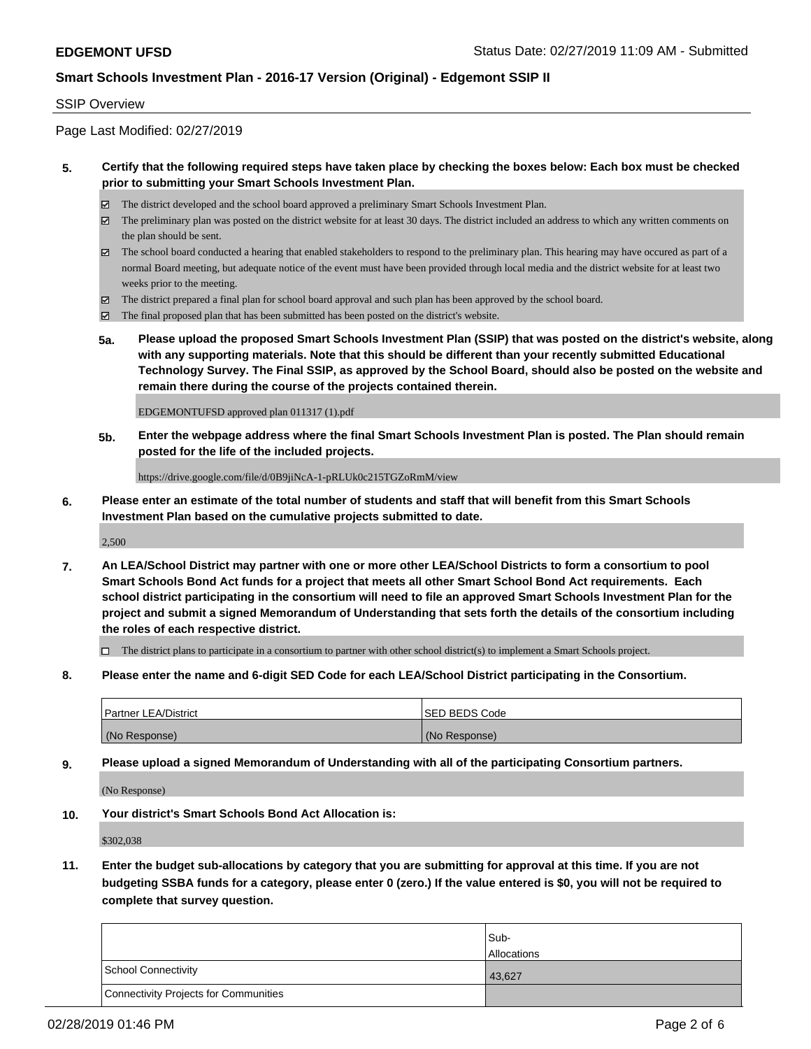**EDGEMONT UFSD** Status Date: 02/27/2019 11:09 AM - Submitted

**Smart Schools Investment Plan - 2016-17 Version (Original) - Edgemont SSIP II**

SSIP Overview

Page Last Modified: 02/27/2019

**5. Certify that the following required steps have taken place by checking the boxes below: Each box must be checked prior to submitting your Smart Schools Investment Plan.**

- ☑ The district developed and the school board approved a preliminary Smart Schools Investment Plan.
- ☑ The preliminary plan was posted on the district website for at least 30 days. The district included an address to which any written comments on the plan should be sent.
- ☑ The school board conducted a hearing that enabled stakeholders to respond to the preliminary plan. This hearing may have occured as part of a normal Board meeting, but adequate notice of the event must have been provided through local media and the district website for at least two weeks prior to the meeting.
- ☑ The district prepared a final plan for school board approval and such plan has been approved by the school board.
- ☑ The final proposed plan that has been submitted has been posted on the district's website.

**5a. Please upload the proposed Smart Schools Investment Plan (SSIP) that was posted on the district's website, along with any supporting materials. Note that this should be different than your recently submitted Educational Technology Survey. The Final SSIP, as approved by the School Board, should also be posted on the website and remain there during the course of the projects contained therein.**

EDGEMONTUFSD approved plan 011317 (1).pdf

**5b. Enter the webpage address where the final Smart Schools Investment Plan is posted. The Plan should remain posted for the life of the included projects.**

https://drive.google.com/file/d/0B9jiNcA-1-pRLUk0c215TGZoRmM/view

**6. Please enter an estimate of the total number of students and staff that will benefit from this Smart Schools Investment Plan based on the cumulative projects submitted to date.**

2,500

**7. An LEA/School District may partner with one or more other LEA/School Districts to form a consortium to pool Smart Schools Bond Act funds for a project that meets all other Smart School Bond Act requirements. Each school district participating in the consortium will need to file an approved Smart Schools Investment Plan for the project and submit a signed Memorandum of Understanding that sets forth the details of the consortium including the roles of each respective district.**

- ☐ The district plans to participate in a consortium to partner with other school district(s) to implement a Smart Schools project.

**8. Please enter the name and 6-digit SED Code for each LEA/School District participating in the Consortium.**

| Partner LEA/District | SED BEDS Code |
| --- | --- |
| (No Response) | (No Response) |

**9. Please upload a signed Memorandum of Understanding with all of the participating Consortium partners.**

(No Response)

**10. Your district's Smart Schools Bond Act Allocation is:**

$302,038

**11. Enter the budget sub-allocations by category that you are submitting for approval at this time. If you are not budgeting SSBA funds for a category, please enter 0 (zero.) If the value entered is $0, you will not be required to complete that survey question.**

| | Sub-Allocations |
| --- | --- |
| School Connectivity | 43,627 |
| Connectivity Projects for Communities | |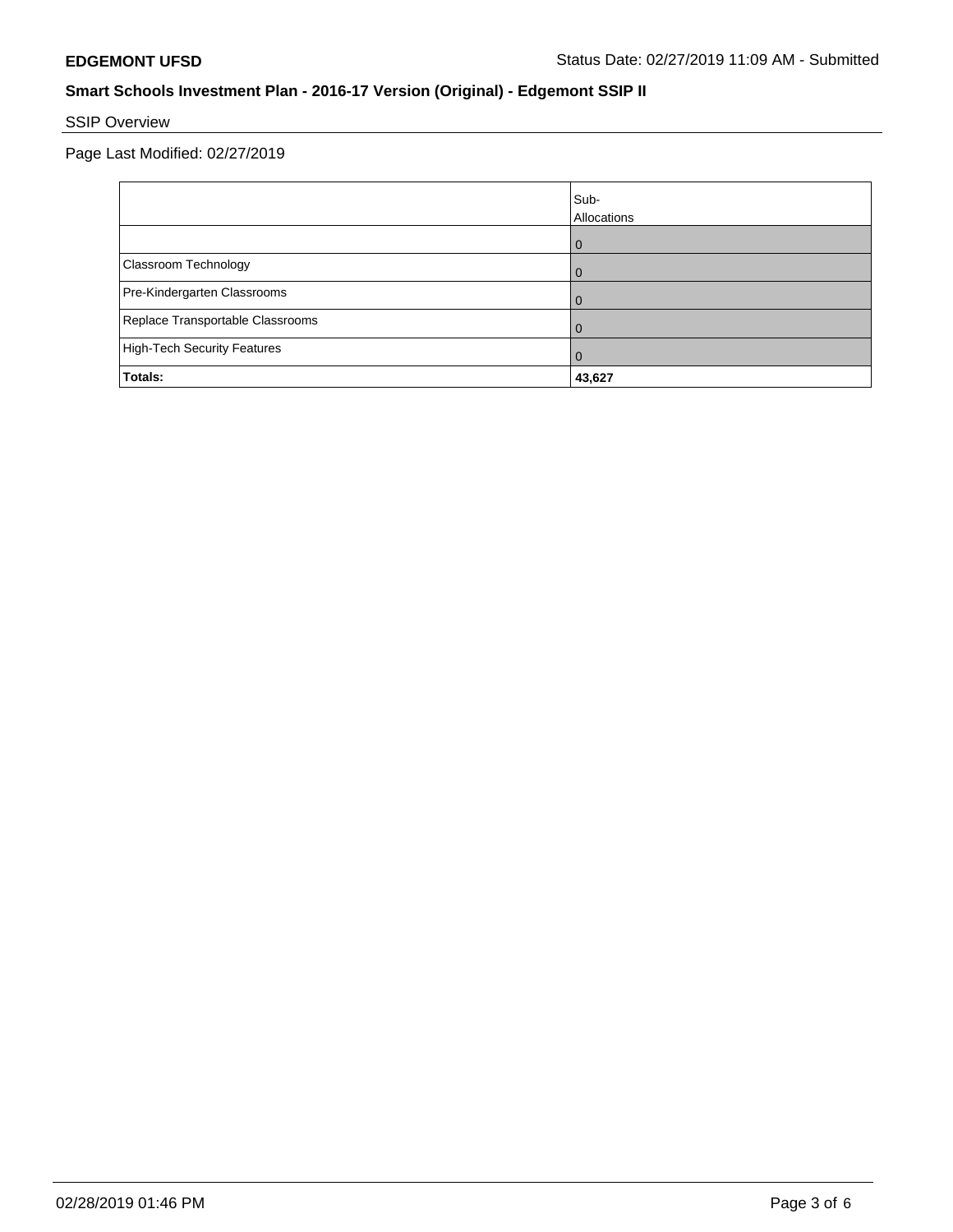**EDGEMONT UFSD** Status Date: 02/27/2019 11:09 AM - Submitted

**Smart Schools Investment Plan - 2016-17 Version (Original) - Edgemont SSIP II**

SSIP Overview

Page Last Modified: 02/27/2019

| | Sub-Allocations |
|---|---|
| | 0 |
| Classroom Technology | 0 |
| Pre-Kindergarten Classrooms | 0 |
| Replace Transportable Classrooms | 0 |
| High-Tech Security Features | 0 |
| **Totals:** | **43,627** |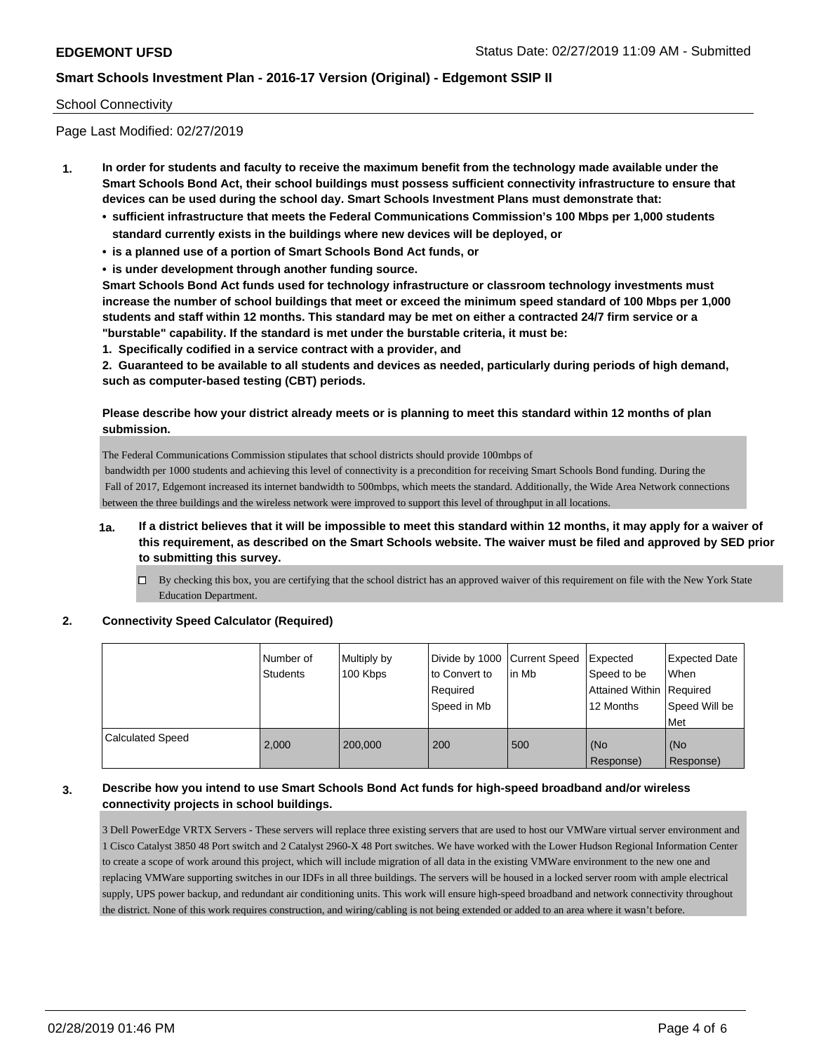**EDGEMONT UFSD** Status Date: 02/27/2019 11:09 AM - Submitted

**Smart Schools Investment Plan - 2016-17 Version (Original) - Edgemont SSIP II**

School Connectivity

Page Last Modified: 02/27/2019

1. **In order for students and faculty to receive the maximum benefit from the technology made available under the Smart Schools Bond Act, their school buildings must possess sufficient connectivity infrastructure to ensure that devices can be used during the school day. Smart Schools Investment Plans must demonstrate that:**
   - **sufficient infrastructure that meets the Federal Communications Commission's 100 Mbps per 1,000 students standard currently exists in the buildings where new devices will be deployed, or**
   - **is a planned use of a portion of Smart Schools Bond Act funds, or**
   - **is under development through another funding source.**

   **Smart Schools Bond Act funds used for technology infrastructure or classroom technology investments must increase the number of school buildings that meet or exceed the minimum speed standard of 100 Mbps per 1,000 students and staff within 12 months. This standard may be met on either a contracted 24/7 firm service or a "burstable" capability. If the standard is met under the burstable criteria, it must be:**

   **1. Specifically codified in a service contract with a provider, and**

   **2. Guaranteed to be available to all students and devices as needed, particularly during periods of high demand, such as computer-based testing (CBT) periods.**

   **Please describe how your district already meets or is planning to meet this standard within 12 months of plan submission.**

   The Federal Communications Commission stipulates that school districts should provide 100mbps of bandwidth per 1000 students and achieving this level of connectivity is a precondition for receiving Smart Schools Bond funding. During the Fall of 2017, Edgemont increased its internet bandwidth to 500mbps, which meets the standard. Additionally, the Wide Area Network connections between the three buildings and the wireless network were improved to support this level of throughput in all locations.

   1a. **If a district believes that it will be impossible to meet this standard within 12 months, it may apply for a waiver of this requirement, as described on the Smart Schools website. The waiver must be filed and approved by SED prior to submitting this survey.**

   ☐ By checking this box, you are certifying that the school district has an approved waiver of this requirement on file with the New York State Education Department.

2. **Connectivity Speed Calculator (Required)**

| | Number of Students | Multiply by 100 Kbps | Divide by 1000 to Convert to Required Speed in Mb | Current Speed in Mb | Expected Speed to be Attained Within 12 Months | Expected Date When Required Speed Will be Met |
|---|---|---|---|---|---|---|
| Calculated Speed | 2,000 | 200,000 | 200 | 500 | (No Response) | (No Response) |

3. **Describe how you intend to use Smart Schools Bond Act funds for high-speed broadband and/or wireless connectivity projects in school buildings.**

   3 Dell PowerEdge VRTX Servers - These servers will replace three existing servers that are used to host our VMWare virtual server environment and 1 Cisco Catalyst 3850 48 Port switch and 2 Catalyst 2960-X 48 Port switches. We have worked with the Lower Hudson Regional Information Center to create a scope of work around this project, which will include migration of all data in the existing VMWare environment to the new one and replacing VMWare supporting switches in our IDFs in all three buildings. The servers will be housed in a locked server room with ample electrical supply, UPS power backup, and redundant air conditioning units. This work will ensure high-speed broadband and network connectivity throughout the district. None of this work requires construction, and wiring/cabling is not being extended or added to an area where it wasn't before.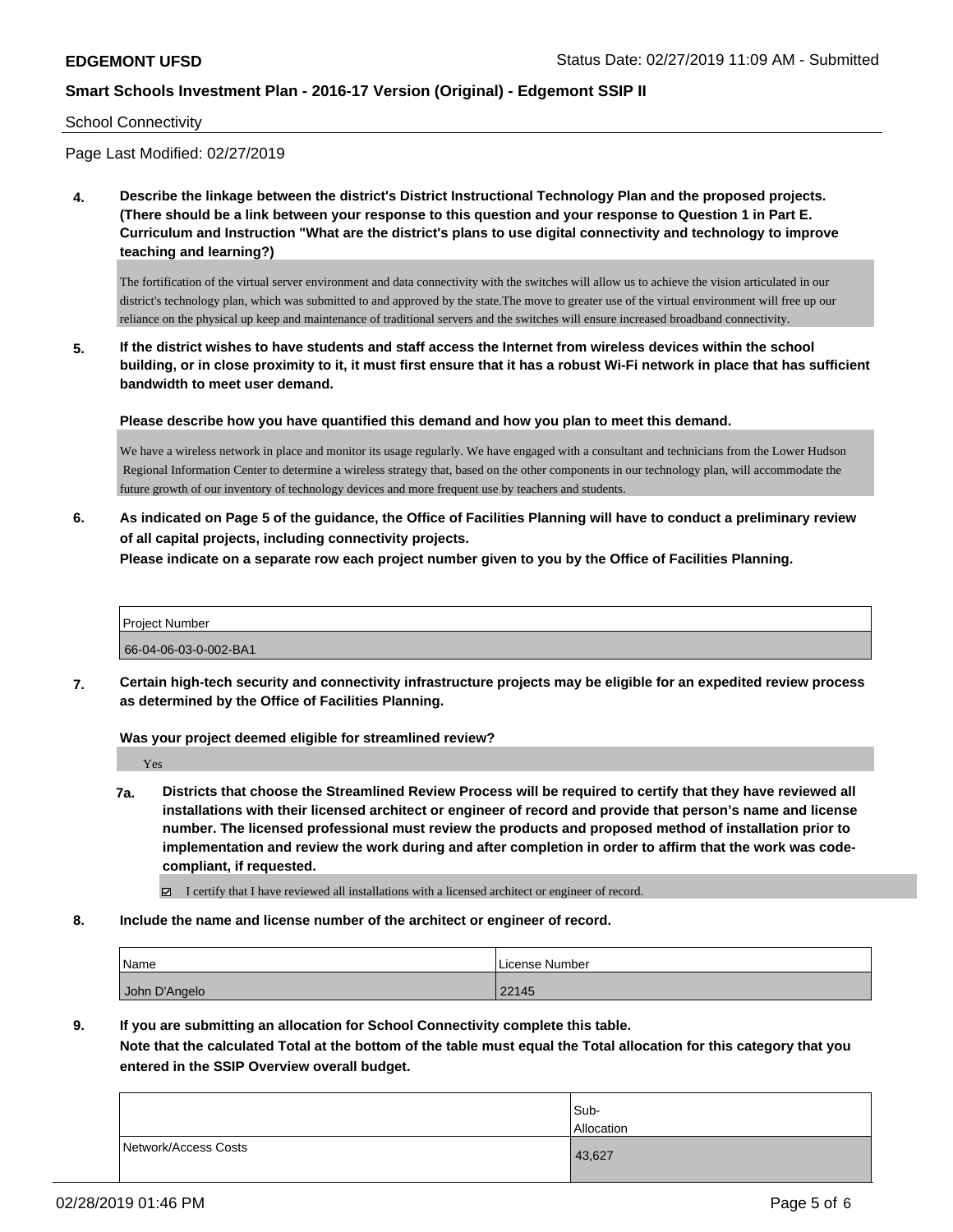**EDGEMONT UFSD** Status Date: 02/27/2019 11:09 AM - Submitted

**Smart Schools Investment Plan - 2016-17 Version (Original) - Edgemont SSIP II**

School Connectivity

Page Last Modified: 02/27/2019

**4. Describe the linkage between the district's District Instructional Technology Plan and the proposed projects. (There should be a link between your response to this question and your response to Question 1 in Part E. Curriculum and Instruction "What are the district's plans to use digital connectivity and technology to improve teaching and learning?)**

The fortification of the virtual server environment and data connectivity with the switches will allow us to achieve the vision articulated in our district's technology plan, which was submitted to and approved by the state.The move to greater use of the virtual environment will free up our reliance on the physical up keep and maintenance of traditional servers and the switches will ensure increased broadband connectivity.

**5. If the district wishes to have students and staff access the Internet from wireless devices within the school building, or in close proximity to it, it must first ensure that it has a robust Wi-Fi network in place that has sufficient bandwidth to meet user demand.**

**Please describe how you have quantified this demand and how you plan to meet this demand.**

We have a wireless network in place and monitor its usage regularly. We have engaged with a consultant and technicians from the Lower Hudson Regional Information Center to determine a wireless strategy that, based on the other components in our technology plan, will accommodate the future growth of our inventory of technology devices and more frequent use by teachers and students.

**6. As indicated on Page 5 of the guidance, the Office of Facilities Planning will have to conduct a preliminary review of all capital projects, including connectivity projects.**
**Please indicate on a separate row each project number given to you by the Office of Facilities Planning.**

| Project Number |
| --- |
| 66-04-06-03-0-002-BA1 |

**7. Certain high-tech security and connectivity infrastructure projects may be eligible for an expedited review process as determined by the Office of Facilities Planning.**

**Was your project deemed eligible for streamlined review?**

Yes

**7a. Districts that choose the Streamlined Review Process will be required to certify that they have reviewed all installations with their licensed architect or engineer of record and provide that person's name and license number. The licensed professional must review the products and proposed method of installation prior to implementation and review the work during and after completion in order to affirm that the work was code-compliant, if requested.**

☑ I certify that I have reviewed all installations with a licensed architect or engineer of record.

**8. Include the name and license number of the architect or engineer of record.**

| Name | License Number |
| --- | --- |
| John D'Angelo | 22145 |

**9. If you are submitting an allocation for School Connectivity complete this table.**
**Note that the calculated Total at the bottom of the table must equal the Total allocation for this category that you entered in the SSIP Overview overall budget.**

| | Sub-Allocation |
| --- | --- |
| Network/Access Costs | 43,627 |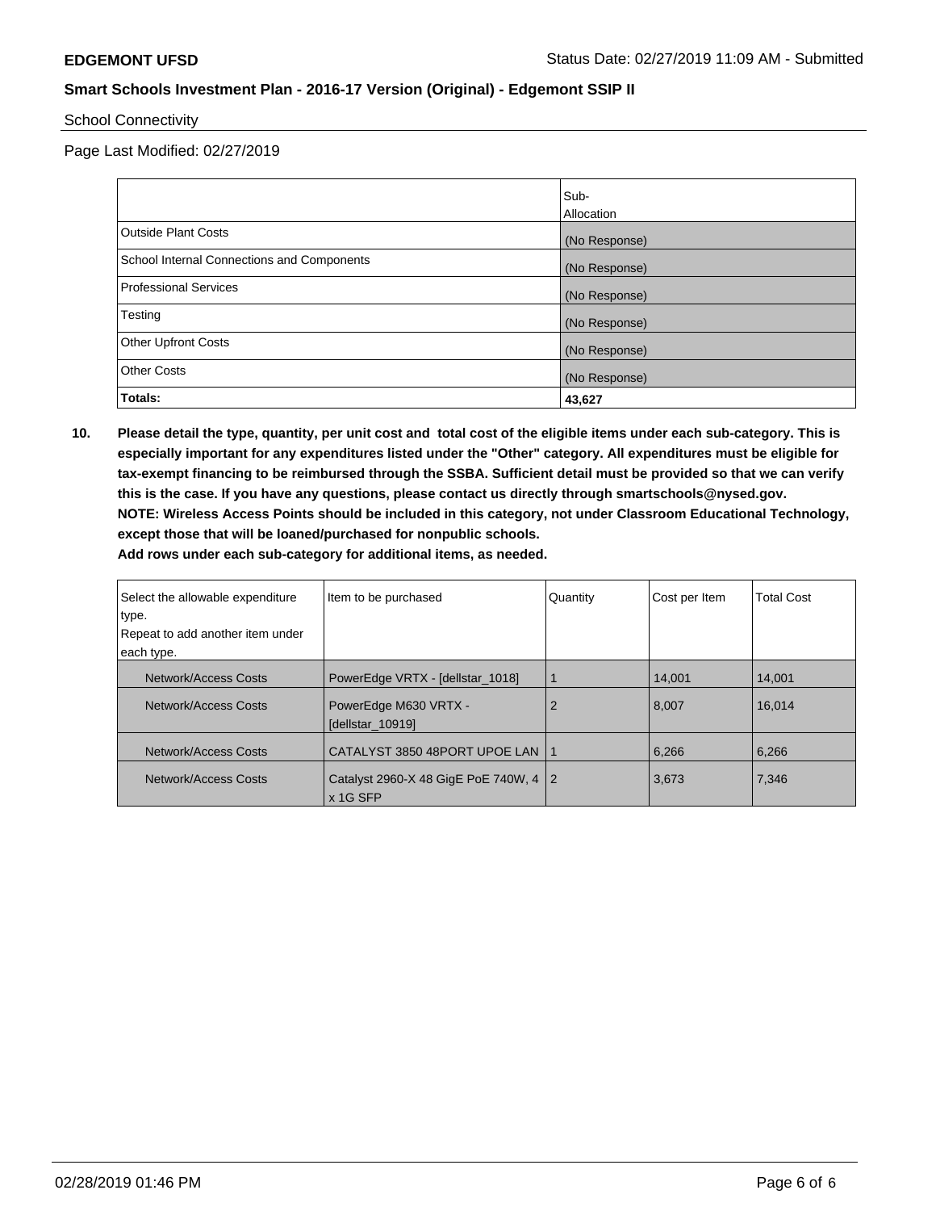**EDGEMONT UFSD** Status Date: 02/27/2019 11:09 AM - Submitted

**Smart Schools Investment Plan - 2016-17 Version (Original) - Edgemont SSIP II**

School Connectivity

Page Last Modified: 02/27/2019

| | Sub-Allocation |
|---|---|
| Outside Plant Costs | (No Response) |
| School Internal Connections and Components | (No Response) |
| Professional Services | (No Response) |
| Testing | (No Response) |
| Other Upfront Costs | (No Response) |
| Other Costs | (No Response) |
| **Totals:** | **43,627** |

**10. Please detail the type, quantity, per unit cost and total cost of the eligible items under each sub-category. This is especially important for any expenditures listed under the "Other" category. All expenditures must be eligible for tax-exempt financing to be reimbursed through the SSBA. Sufficient detail must be provided so that we can verify this is the case. If you have any questions, please contact us directly through smartschools@nysed.gov.**
**NOTE: Wireless Access Points should be included in this category, not under Classroom Educational Technology, except those that will be loaned/purchased for nonpublic schools.**
**Add rows under each sub-category for additional items, as needed.**

| Select the allowable expenditure type. Repeat to add another item under each type. | Item to be purchased | Quantity | Cost per Item | Total Cost |
|---|---|---|---|---|
| Network/Access Costs | PowerEdge VRTX - [dellstar_1018] | 1 | 14,001 | 14,001 |
| Network/Access Costs | PowerEdge M630 VRTX - [dellstar_10919] | 2 | 8,007 | 16,014 |
| Network/Access Costs | CATALYST 3850 48PORT UPOE LAN | 1 | 6,266 | 6,266 |
| Network/Access Costs | Catalyst 2960-X 48 GigE PoE 740W, 4 x 1G SFP | 2 | 3,673 | 7,346 |